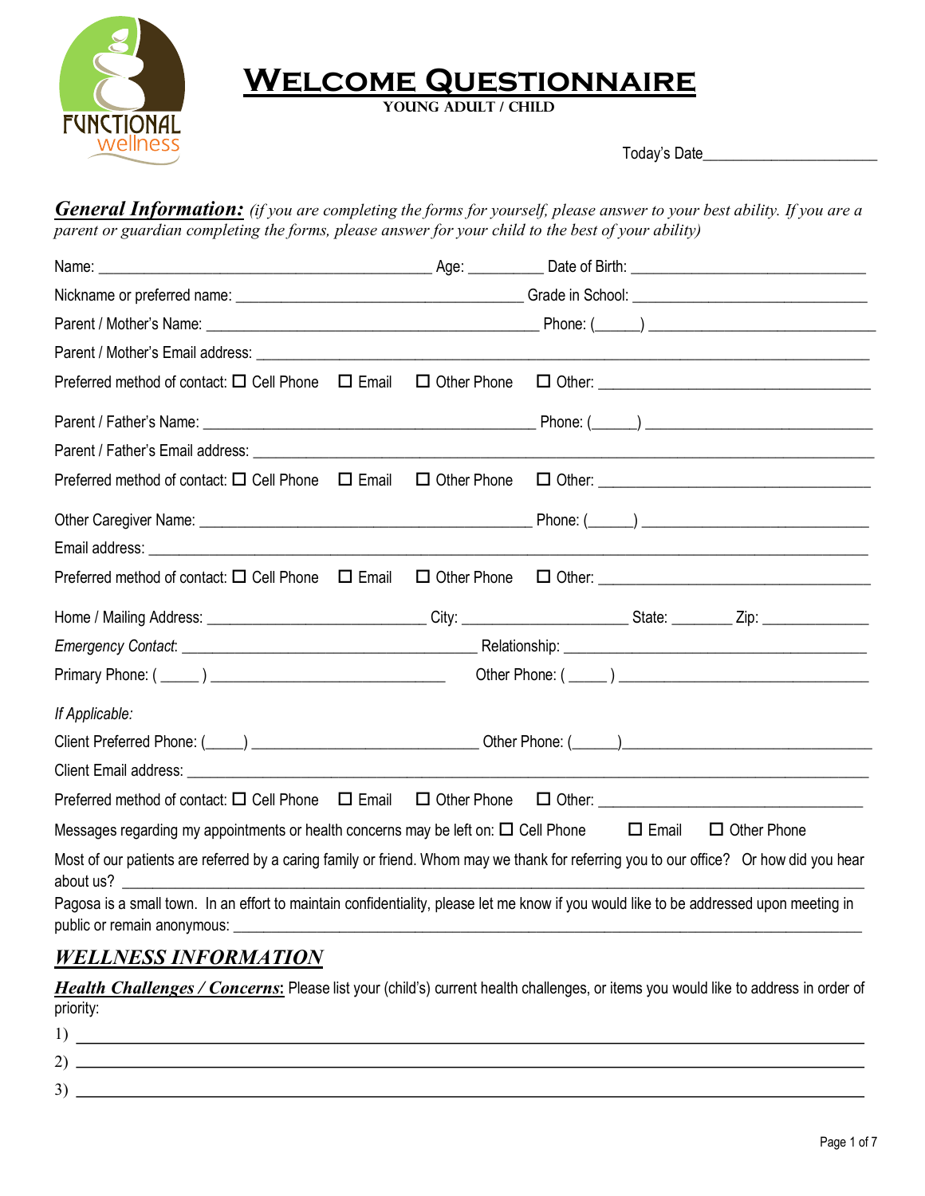FUNCTIONAL wellness

# Welcome Questionnaire

**YOUNG ADULT / CHILD**

Today's Date______________________

***General Information:*** *(if you are completing the forms for yourself, please answer to your best ability. If you are a parent or guardian completing the forms, please answer for your child to the best of your ability)*

Name: ________________________________________ Age: _________ Date of Birth: ____________________________

Nickname or preferred name: ___________________________________ Grade in School: _____________________________

Parent / Mother's Name: ________________________________________ Phone: (______) ___________________________

Parent / Mother's Email address: ________________________________________________________________________

Preferred method of contact: ☐ Cell Phone ☐ Email ☐ Other Phone ☐ Other: _________________________________

Parent / Father's Name: ________________________________________ Phone: (______) ___________________________

Parent / Father's Email address: ________________________________________________________________________

Preferred method of contact: ☐ Cell Phone ☐ Email ☐ Other Phone ☐ Other: _________________________________

Other Caregiver Name: ________________________________________ Phone: (______) ___________________________

Email address: ________________________________________________________________________________________

Preferred method of contact: ☐ Cell Phone ☐ Email ☐ Other Phone ☐ Other: _________________________________

Home / Mailing Address: ___________________________ City: ____________________ State: ________ Zip: ______________

*Emergency Contact*: ____________________________________ Relationship: ______________________________________

Primary Phone: ( _____ ) ______________________________ Other Phone: ( _____ ) ________________________________

*If Applicable:*

Client Preferred Phone: (_____) ____________________________ Other Phone: (______)_______________________________

Client Email address: _________________________________________________________________________________

Preferred method of contact: ☐ Cell Phone ☐ Email ☐ Other Phone ☐ Other: _________________________________

Messages regarding my appointments or health concerns may be left on: ☐ Cell Phone ☐ Email ☐ Other Phone

Most of our patients are referred by a caring family or friend. Whom may we thank for referring you to our office? Or how did you hear about us? ______________________________________________________________________________________

Pagosa is a small town. In an effort to maintain confidentiality, please let me know if you would like to be addressed upon meeting in public or remain anonymous: _____________________________________________________________________________

## *WELLNESS INFORMATION*

***Health Challenges / Concerns*:** Please list your (child's) current health challenges, or items you would like to address in order of priority:

1) ______________________________________________________________________________________________

2) ______________________________________________________________________________________________

3) ______________________________________________________________________________________________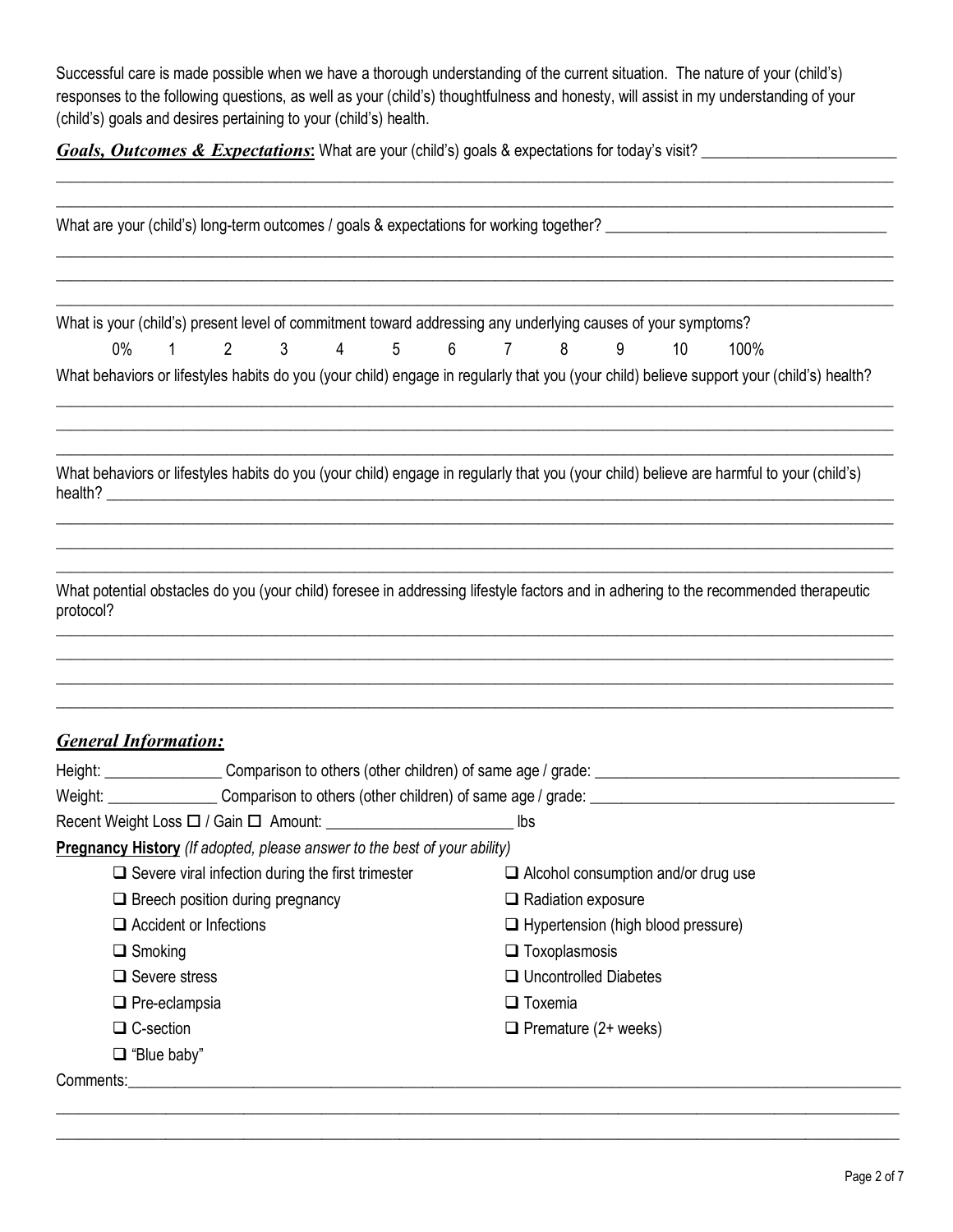Successful care is made possible when we have a thorough understanding of the current situation. The nature of your (child's) responses to the following questions, as well as your (child's) thoughtfulness and honesty, will assist in my understanding of your (child's) goals and desires pertaining to your (child's) health.

***Goals, Outcomes & Expectations*:** What are your (child's) goals & expectations for today's visit? ________________________

_______________________________________________________________________________________________

_______________________________________________________________________________________________

What are your (child's) long-term outcomes / goals & expectations for working together? ___________________________________

_______________________________________________________________________________________________

_______________________________________________________________________________________________

_______________________________________________________________________________________________

What is your (child's) present level of commitment toward addressing any underlying causes of your symptoms?

0% 1 2 3 4 5 6 7 8 9 10 100%

What behaviors or lifestyles habits do you (your child) engage in regularly that you (your child) believe support your (child's) health?

_______________________________________________________________________________________________

_______________________________________________________________________________________________

_______________________________________________________________________________________________

What behaviors or lifestyles habits do you (your child) engage in regularly that you (your child) believe are harmful to your (child's) health? _______________________________________________________________________________________

_______________________________________________________________________________________________

_______________________________________________________________________________________________

_______________________________________________________________________________________________

What potential obstacles do you (your child) foresee in addressing lifestyle factors and in adhering to the recommended therapeutic protocol?

_______________________________________________________________________________________________

_______________________________________________________________________________________________

_______________________________________________________________________________________________

_______________________________________________________________________________________________

## ***General Information:***

Height: _______________ Comparison to others (other children) of same age / grade: _____________________________________

Weight: ______________ Comparison to others (other children) of same age / grade: _____________________________________

Recent Weight Loss ☐ / Gain ☐ Amount: _______________________ lbs

**Pregnancy History** *(If adopted, please answer to the best of your ability)*

- ☐ Severe viral infection during the first trimester
- ☐ Breech position during pregnancy
- ☐ Accident or Infections
- ☐ Smoking
- ☐ Severe stress
- ☐ Pre-eclampsia
- ☐ C-section
- ☐ "Blue baby"
- ☐ Alcohol consumption and/or drug use
- ☐ Radiation exposure
- ☐ Hypertension (high blood pressure)
- ☐ Toxoplasmosis
- ☐ Uncontrolled Diabetes
- ☐ Toxemia
- ☐ Premature (2+ weeks)

Comments:_____________________________________________________________________________________________

_______________________________________________________________________________________________

_______________________________________________________________________________________________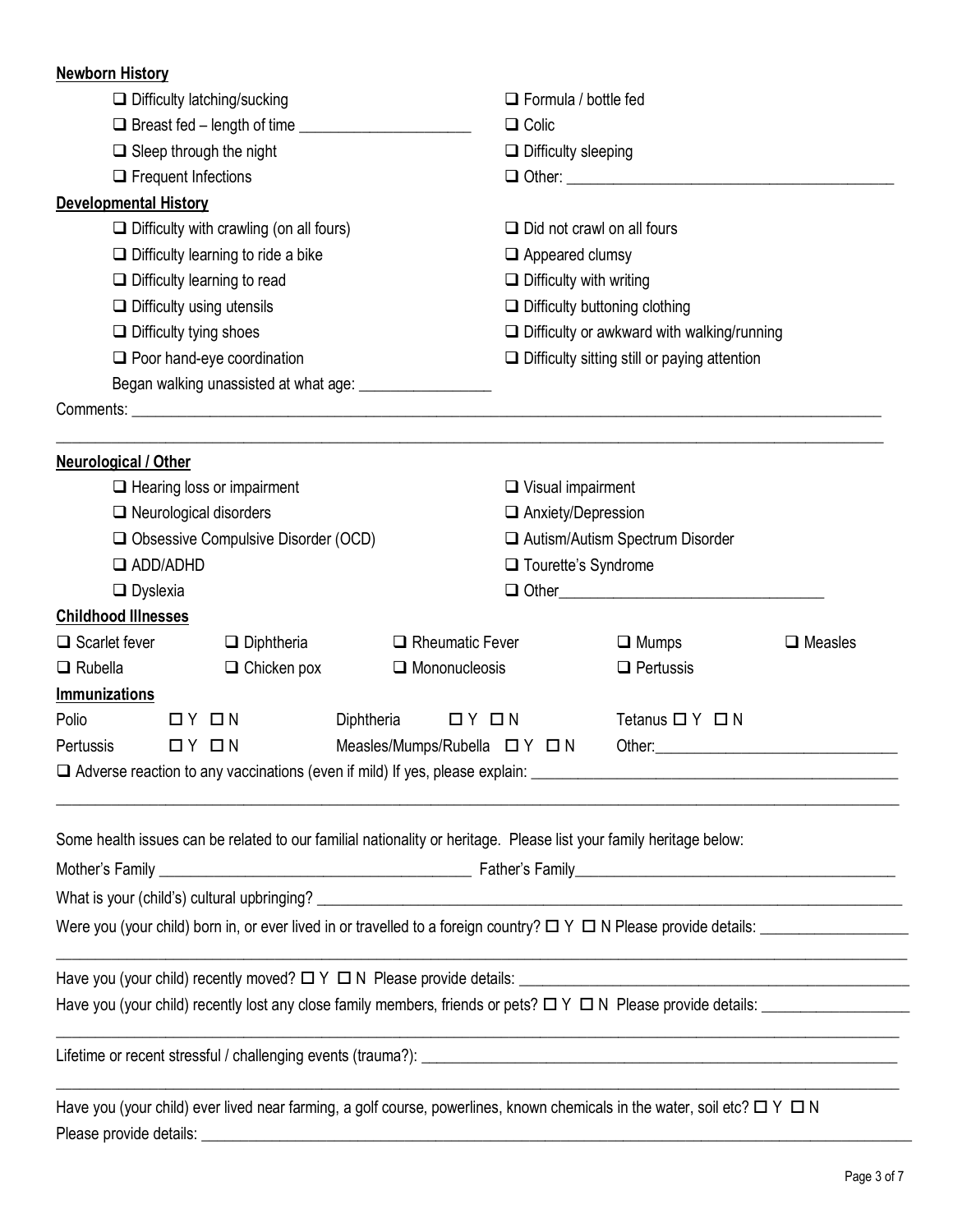**Newborn History**

- ☐ Difficulty latching/sucking
- ☐ Formula / bottle fed
- ☐ Breast fed – length of time ____________________
- ☐ Colic
- ☐ Sleep through the night
- ☐ Difficulty sleeping
- ☐ Frequent Infections
- ☐ Other: ________________________________________

**Developmental History**

- ☐ Difficulty with crawling (on all fours)
- ☐ Did not crawl on all fours
- ☐ Difficulty learning to ride a bike
- ☐ Appeared clumsy
- ☐ Difficulty learning to read
- ☐ Difficulty with writing
- ☐ Difficulty using utensils
- ☐ Difficulty buttoning clothing
- ☐ Difficulty tying shoes
- ☐ Difficulty or awkward with walking/running
- ☐ Poor hand-eye coordination
- ☐ Difficulty sitting still or paying attention

Began walking unassisted at what age: ________________

Comments: ____________________________________________________________________________________________

____________________________________________________________________________________________________

**Neurological / Other**

- ☐ Hearing loss or impairment
- ☐ Visual impairment
- ☐ Neurological disorders
- ☐ Anxiety/Depression
- ☐ Obsessive Compulsive Disorder (OCD)
- ☐ Autism/Autism Spectrum Disorder
- ☐ ADD/ADHD
- ☐ Tourette's Syndrome
- ☐ Dyslexia
- ☐ Other________________________________

**Childhood Illnesses**

| | | | | |
|---|---|---|---|---|
| ☐ Scarlet fever | ☐ Diphtheria | ☐ Rheumatic Fever | ☐ Mumps | ☐ Measles |
| ☐ Rubella | ☐ Chicken pox | ☐ Mononucleosis | ☐ Pertussis | |

**Immunizations**

| | | | | |
|---|---|---|---|---|
| Polio | ☐ Y ☐ N | Diphtheria ☐ Y ☐ N | Tetanus ☐ Y ☐ N | |
| Pertussis | ☐ Y ☐ N | Measles/Mumps/Rubella ☐ Y ☐ N | Other:____________________________ | |

☐ Adverse reaction to any vaccinations (even if mild) If yes, please explain: ____________________________________________

____________________________________________________________________________________________________

Some health issues can be related to our familial nationality or heritage. Please list your family heritage below:

Mother's Family ______________________________________ Father's Family________________________________________

What is your (child's) cultural upbringing? ____________________________________________________________________

Were you (your child) born in, or ever lived in or travelled to a foreign country? ☐ Y ☐ N Please provide details: __________________

____________________________________________________________________________________________________

Have you (your child) recently moved? ☐ Y ☐ N Please provide details: _______________________________________________

Have you (your child) recently lost any close family members, friends or pets? ☐ Y ☐ N Please provide details: __________________

____________________________________________________________________________________________________

Lifetime or recent stressful / challenging events (trauma?): ___________________________________________________________

____________________________________________________________________________________________________

Have you (your child) ever lived near farming, a golf course, powerlines, known chemicals in the water, soil etc? ☐ Y ☐ N

Please provide details: __________________________________________________________________________________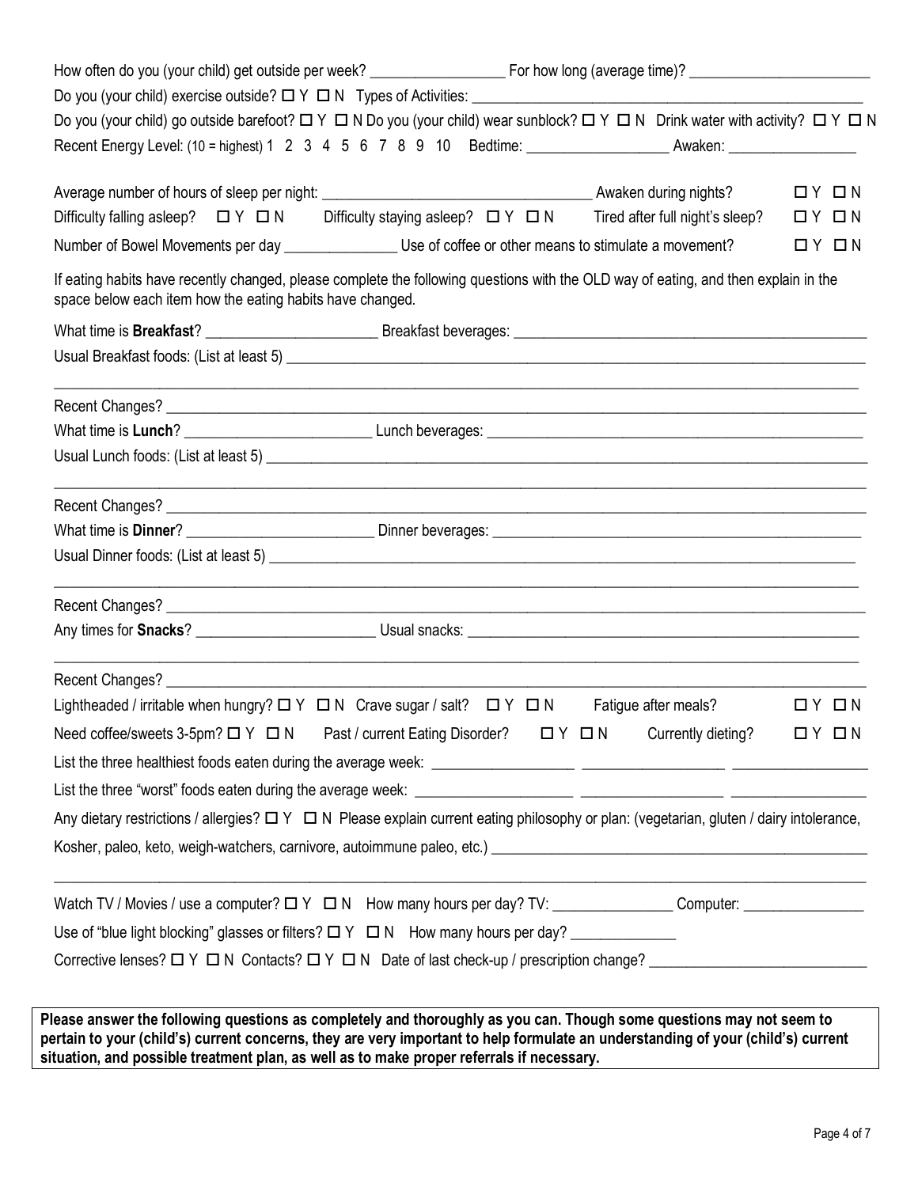How often do you (your child) get outside per week? __________________ For how long (average time)? ________________________

Do you (your child) exercise outside? ☐ Y ☐ N Types of Activities: ____________________________________________________

Do you (your child) go outside barefoot? ☐ Y ☐ N Do you (your child) wear sunblock? ☐ Y ☐ N Drink water with activity? ☐ Y ☐ N

Recent Energy Level: (10 = highest) 1 2 3 4 5 6 7 8 9 10 Bedtime: ___________________ Awaken: _________________

Average number of hours of sleep per night: ___________________________________ Awaken during nights? ☐ Y ☐ N

Difficulty falling asleep? ☐ Y ☐ N Difficulty staying asleep? ☐ Y ☐ N Tired after full night's sleep? ☐ Y ☐ N

Number of Bowel Movements per day _______________ Use of coffee or other means to stimulate a movement? ☐ Y ☐ N

If eating habits have recently changed, please complete the following questions with the OLD way of eating, and then explain in the space below each item how the eating habits have changed.

What time is **Breakfast**? _______________________ Breakfast beverages: ________________________________________________

Usual Breakfast foods: (List at least 5) ________________________________________________________________________________

_____________________________________________________________________________________________________________

Recent Changes? ____________________________________________________________________________________________

What time is **Lunch**? _________________________ Lunch beverages: ____________________________________________________

Usual Lunch foods: (List at least 5) ____________________________________________________________________________________

_____________________________________________________________________________________________________________

Recent Changes? ____________________________________________________________________________________________

What time is **Dinner**? _________________________ Dinner beverages: ___________________________________________________

Usual Dinner foods: (List at least 5) ___________________________________________________________________________________

_____________________________________________________________________________________________________________

Recent Changes? ____________________________________________________________________________________________

Any times for **Snacks**? ________________________ Usual snacks: ______________________________________________________

_____________________________________________________________________________________________________________

Recent Changes? ____________________________________________________________________________________________

Lightheaded / irritable when hungry? ☐ Y ☐ N Crave sugar / salt? ☐ Y ☐ N Fatigue after meals? ☐ Y ☐ N

Need coffee/sweets 3-5pm? ☐ Y ☐ N Past / current Eating Disorder? ☐ Y ☐ N Currently dieting? ☐ Y ☐ N

List the three healthiest foods eaten during the average week: ___________________ ___________________ __________________

List the three "worst" foods eaten during the average week: _____________________ ___________________ __________________

Any dietary restrictions / allergies? ☐ Y ☐ N Please explain current eating philosophy or plan: (vegetarian, gluten / dairy intolerance, Kosher, paleo, keto, weigh-watchers, carnivore, autoimmune paleo, etc.) ___________________________________________________

_____________________________________________________________________________________________________________

Watch TV / Movies / use a computer? ☐ Y ☐ N How many hours per day? TV: ________________ Computer: ________________

Use of "blue light blocking" glasses or filters? ☐ Y ☐ N How many hours per day? ______________

Corrective lenses? ☐ Y ☐ N Contacts? ☐ Y ☐ N Date of last check-up / prescription change? _____________________________

**Please answer the following questions as completely and thoroughly as you can. Though some questions may not seem to pertain to your (child's) current concerns, they are very important to help formulate an understanding of your (child's) current situation, and possible treatment plan, as well as to make proper referrals if necessary.**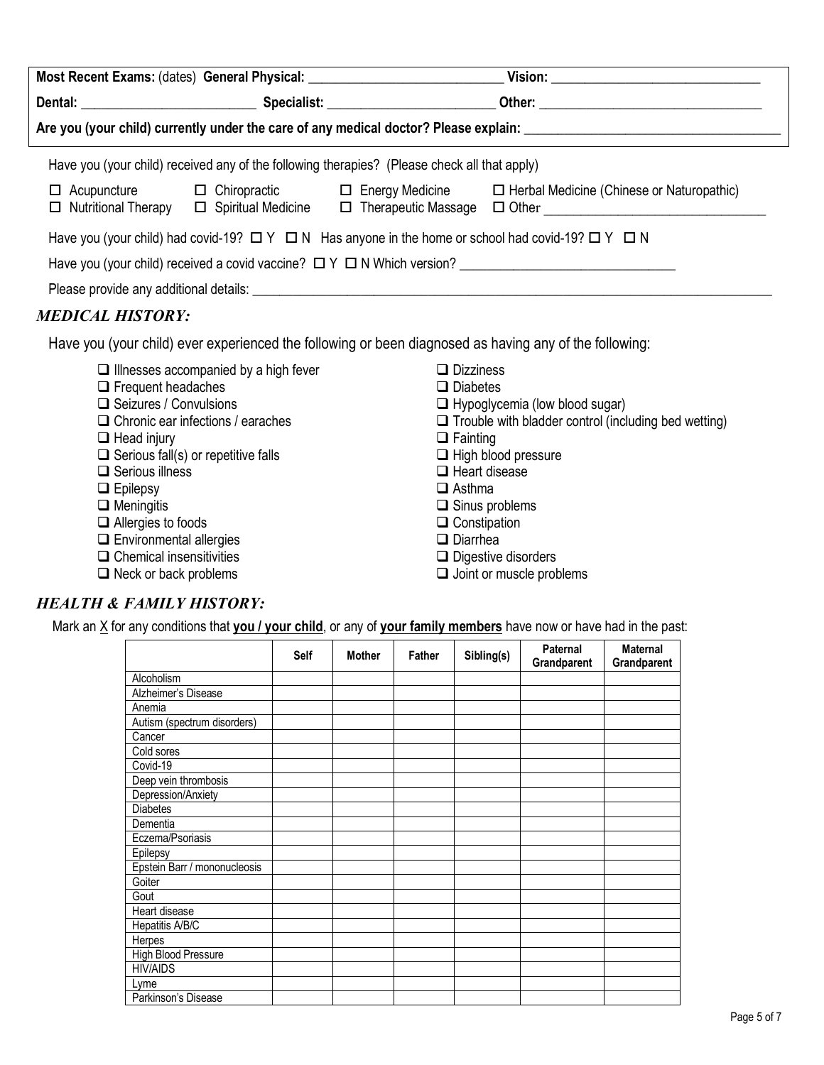**Most Recent Exams:** (dates) **General Physical:** ____________________________ **Vision:** ______________________________

**Dental:** __________________________ **Specialist:** ________________________ **Other:** _________________________________

**Are you (your child) currently under the care of any medical doctor? Please explain:** ____________________________________

Have you (your child) received any of the following therapies? (Please check all that apply)

- ☐ Acupuncture
- ☐ Chiropractic
- ☐ Energy Medicine
- ☐ Herbal Medicine (Chinese or Naturopathic)
- ☐ Nutritional Therapy
- ☐ Spiritual Medicine
- ☐ Therapeutic Massage
- ☐ Other ________________________________

Have you (your child) had covid-19? ☐ Y ☐ N Has anyone in the home or school had covid-19? ☐ Y ☐ N

Have you (your child) received a covid vaccine? ☐ Y ☐ N Which version? ______________________________

Please provide any additional details: ______________________________________________________________________________

## *MEDICAL HISTORY:*

Have you (your child) ever experienced the following or been diagnosed as having any of the following:

- ☐ Illnesses accompanied by a high fever
- ☐ Frequent headaches
- ☐ Seizures / Convulsions
- ☐ Chronic ear infections / earaches
- ☐ Head injury
- ☐ Serious fall(s) or repetitive falls
- ☐ Serious illness
- ☐ Epilepsy
- ☐ Meningitis
- ☐ Allergies to foods
- ☐ Environmental allergies
- ☐ Chemical insensitivities
- ☐ Neck or back problems
- ☐ Dizziness
- ☐ Diabetes
- ☐ Hypoglycemia (low blood sugar)
- ☐ Trouble with bladder control (including bed wetting)
- ☐ Fainting
- ☐ High blood pressure
- ☐ Heart disease
- ☐ Asthma
- ☐ Sinus problems
- ☐ Constipation
- ☐ Diarrhea
- ☐ Digestive disorders
- ☐ Joint or muscle problems

## *HEALTH & FAMILY HISTORY:*

Mark an X for any conditions that **you / your child**, or any of **your family members** have now or have had in the past:

| | Self | Mother | Father | Sibling(s) | Paternal Grandparent | Maternal Grandparent |
|---|---|---|---|---|---|---|
| Alcoholism | | | | | | |
| Alzheimer's Disease | | | | | | |
| Anemia | | | | | | |
| Autism (spectrum disorders) | | | | | | |
| Cancer | | | | | | |
| Cold sores | | | | | | |
| Covid-19 | | | | | | |
| Deep vein thrombosis | | | | | | |
| Depression/Anxiety | | | | | | |
| Diabetes | | | | | | |
| Dementia | | | | | | |
| Eczema/Psoriasis | | | | | | |
| Epilepsy | | | | | | |
| Epstein Barr / mononucleosis | | | | | | |
| Goiter | | | | | | |
| Gout | | | | | | |
| Heart disease | | | | | | |
| Hepatitis A/B/C | | | | | | |
| Herpes | | | | | | |
| High Blood Pressure | | | | | | |
| HIV/AIDS | | | | | | |
| Lyme | | | | | | |
| Parkinson's Disease | | | | | | |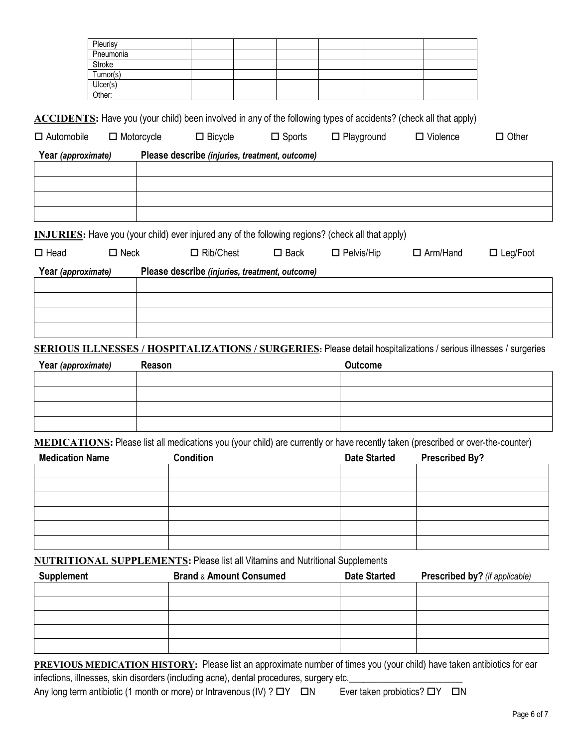| Pleurisy | | | | | | |
|---|---|---|---|---|---|---|
| Pneumonia | | | | | | |
| Stroke | | | | | | |
| Tumor(s) | | | | | | |
| Ulcer(s) | | | | | | |
| Other: | | | | | | |

**ACCIDENTS:** Have you (your child) been involved in any of the following types of accidents? (check all that apply)

☐ Automobile ☐ Motorcycle ☐ Bicycle ☐ Sports ☐ Playground ☐ Violence ☐ Other

| Year *(approximate)* | Please describe *(injuries, treatment, outcome)* |
|---|---|
| | |
| | |
| | |
| | |

**INJURIES:** Have you (your child) ever injured any of the following regions? (check all that apply)

☐ Head ☐ Neck ☐ Rib/Chest ☐ Back ☐ Pelvis/Hip ☐ Arm/Hand ☐ Leg/Foot

| Year *(approximate)* | Please describe *(injuries, treatment, outcome)* |
|---|---|
| | |
| | |
| | |
| | |

**SERIOUS ILLNESSES / HOSPITALIZATIONS / SURGERIES:** Please detail hospitalizations / serious illnesses / surgeries

| Year *(approximate)* | Reason | Outcome |
|---|---|---|
| | | |
| | | |
| | | |
| | | |

**MEDICATIONS:** Please list all medications you (your child) are currently or have recently taken (prescribed or over-the-counter)

| Medication Name | Condition | Date Started | Prescribed By? |
|---|---|---|---|
| | | | |
| | | | |
| | | | |
| | | | |
| | | | |
| | | | |

**NUTRITIONAL SUPPLEMENTS:** Please list all Vitamins and Nutritional Supplements

| Supplement | Brand & Amount Consumed | Date Started | Prescribed by? *(if applicable)* |
|---|---|---|---|
| | | | |
| | | | |
| | | | |
| | | | |
| | | | |

**PREVIOUS MEDICATION HISTORY:** Please list an approximate number of times you (your child) have taken antibiotics for ear infections, illnesses, skin disorders (including acne), dental procedures, surgery etc.________________________

Any long term antibiotic (1 month or more) or Intravenous (IV) ? ☐Y ☐N Ever taken probiotics? ☐Y ☐N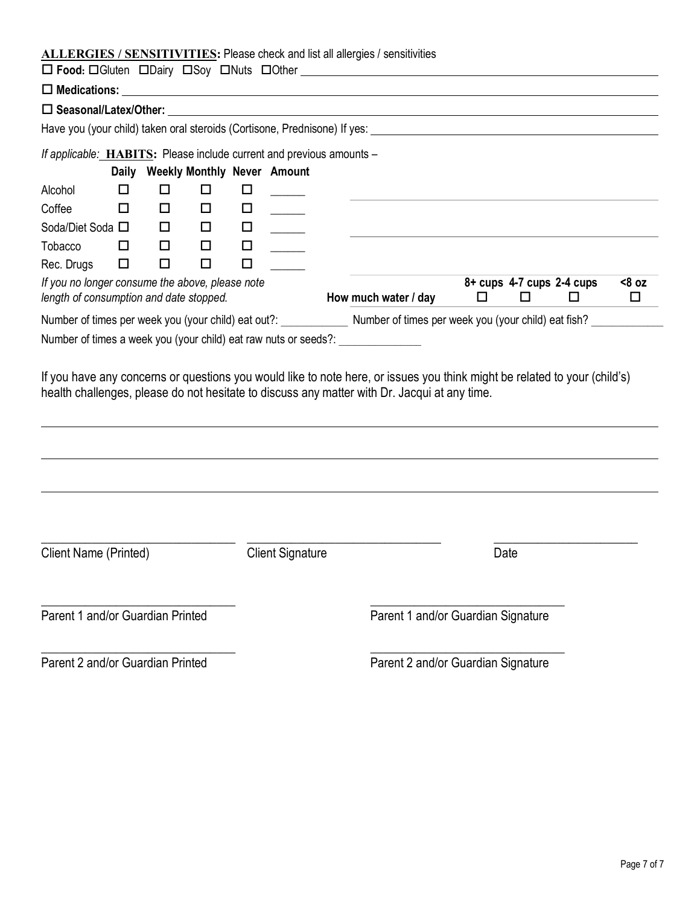**ALLERGIES / SENSITIVITIES:** Please check and list all allergies / sensitivities

☐ **Food:** ☐Gluten ☐Dairy ☐Soy ☐Nuts ☐Other ______________________________

☐ **Medications:** ______________________________

☐ **Seasonal/Latex/Other:** ______________________________

Have you (your child) taken oral steroids (Cortisone, Prednisone) If yes: ______________________________

*If applicable:* **HABITS:** Please include current and previous amounts –

| | Daily | Weekly | Monthly | Never | Amount |
|---|---|---|---|---|---|
| Alcohol | ☐ | ☐ | ☐ | ☐ | ______ |
| Coffee | ☐ | ☐ | ☐ | ☐ | ______ |
| Soda/Diet Soda | ☐ | ☐ | ☐ | ☐ | ______ |
| Tobacco | ☐ | ☐ | ☐ | ☐ | ______ |
| Rec. Drugs | ☐ | ☐ | ☐ | ☐ | ______ |

*If you no longer consume the above, please note length of consumption and date stopped.*

| | 8+ cups | 4-7 cups | 2-4 cups | <8 oz |
|---|---|---|---|---|
| **How much water / day** | ☐ | ☐ | ☐ | ☐ |

Number of times per week you (your child) eat out?: ____________ Number of times per week you (your child) eat fish? ____________

Number of times a week you (your child) eat raw nuts or seeds?: ______________

If you have any concerns or questions you would like to note here, or issues you think might be related to your (child's) health challenges, please do not hesitate to discuss any matter with Dr. Jacqui at any time.

______________________________

______________________________

______________________________

______________________________ Client Name (Printed)

______________________________ Client Signature

______________________________ Date

______________________________ Parent 1 and/or Guardian Printed

______________________________ Parent 1 and/or Guardian Signature

______________________________ Parent 2 and/or Guardian Printed

______________________________ Parent 2 and/or Guardian Signature